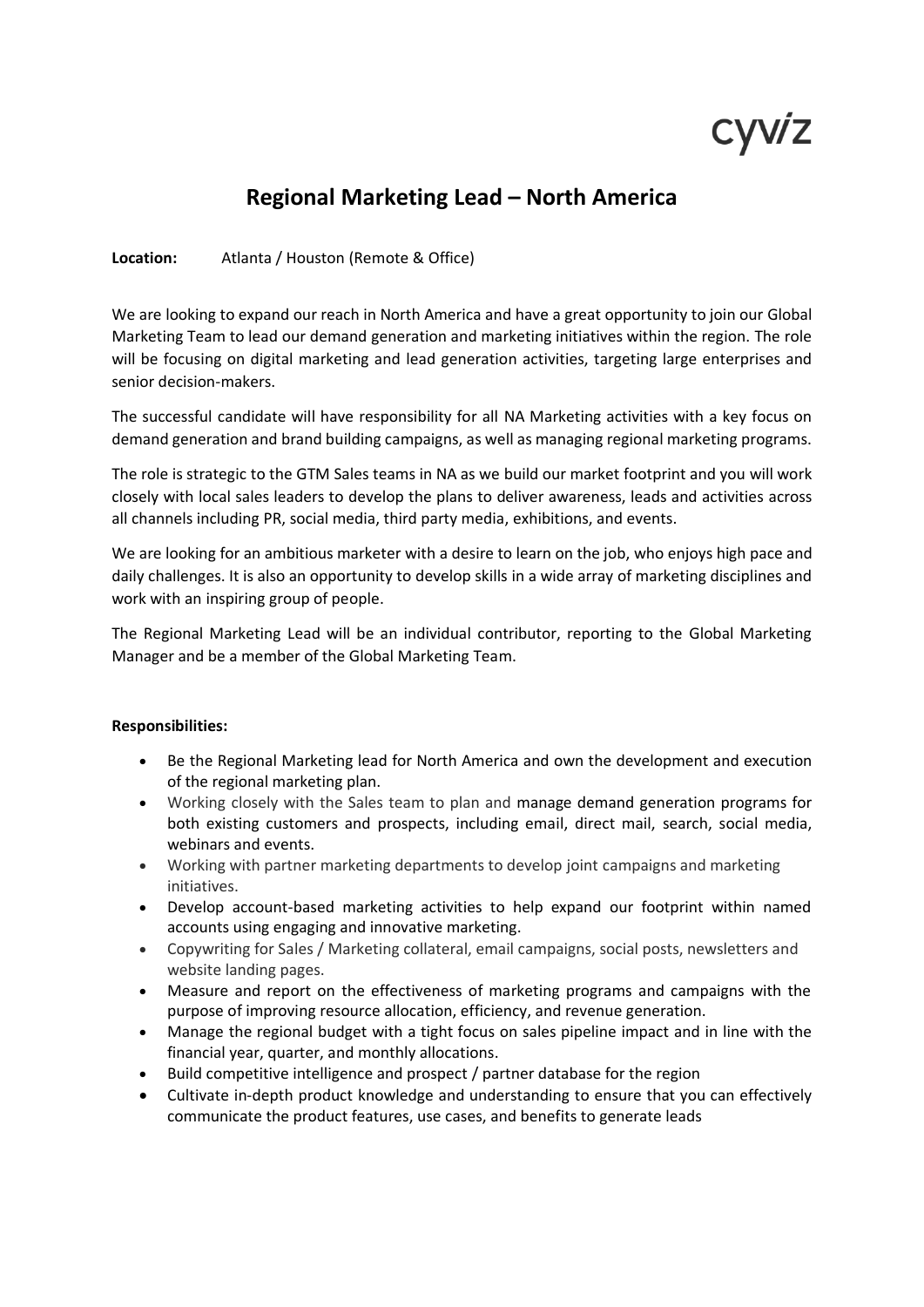cyviz

# Regional Marketing Lead – North America

**Location:** Atlanta / Houston (Remote & Office)

We are looking to expand our reach in North America and have a great opportunity to join our Global Marketing Team to lead our demand generation and marketing initiatives within the region. The role will be focusing on digital marketing and lead generation activities, targeting large enterprises and senior decision-makers.

The successful candidate will have responsibility for all NA Marketing activities with a key focus on demand generation and brand building campaigns, as well as managing regional marketing programs.

The role is strategic to the GTM Sales teams in NA as we build our market footprint and you will work closely with local sales leaders to develop the plans to deliver awareness, leads and activities across all channels including PR, social media, third party media, exhibitions, and events.

We are looking for an ambitious marketer with a desire to learn on the job, who enjoys high pace and daily challenges. It is also an opportunity to develop skills in a wide array of marketing disciplines and work with an inspiring group of people.

The Regional Marketing Lead will be an individual contributor, reporting to the Global Marketing Manager and be a member of the Global Marketing Team.

**Responsibilities:**

- Be the Regional Marketing lead for North America and own the development and execution of the regional marketing plan.
- Working closely with the Sales team to plan and manage demand generation programs for both existing customers and prospects, including email, direct mail, search, social media, webinars and events.
- Working with partner marketing departments to develop joint campaigns and marketing initiatives.
- Develop account-based marketing activities to help expand our footprint within named accounts using engaging and innovative marketing.
- Copywriting for Sales / Marketing collateral, email campaigns, social posts, newsletters and website landing pages.
- Measure and report on the effectiveness of marketing programs and campaigns with the purpose of improving resource allocation, efficiency, and revenue generation.
- Manage the regional budget with a tight focus on sales pipeline impact and in line with the financial year, quarter, and monthly allocations.
- Build competitive intelligence and prospect / partner database for the region
- Cultivate in-depth product knowledge and understanding to ensure that you can effectively communicate the product features, use cases, and benefits to generate leads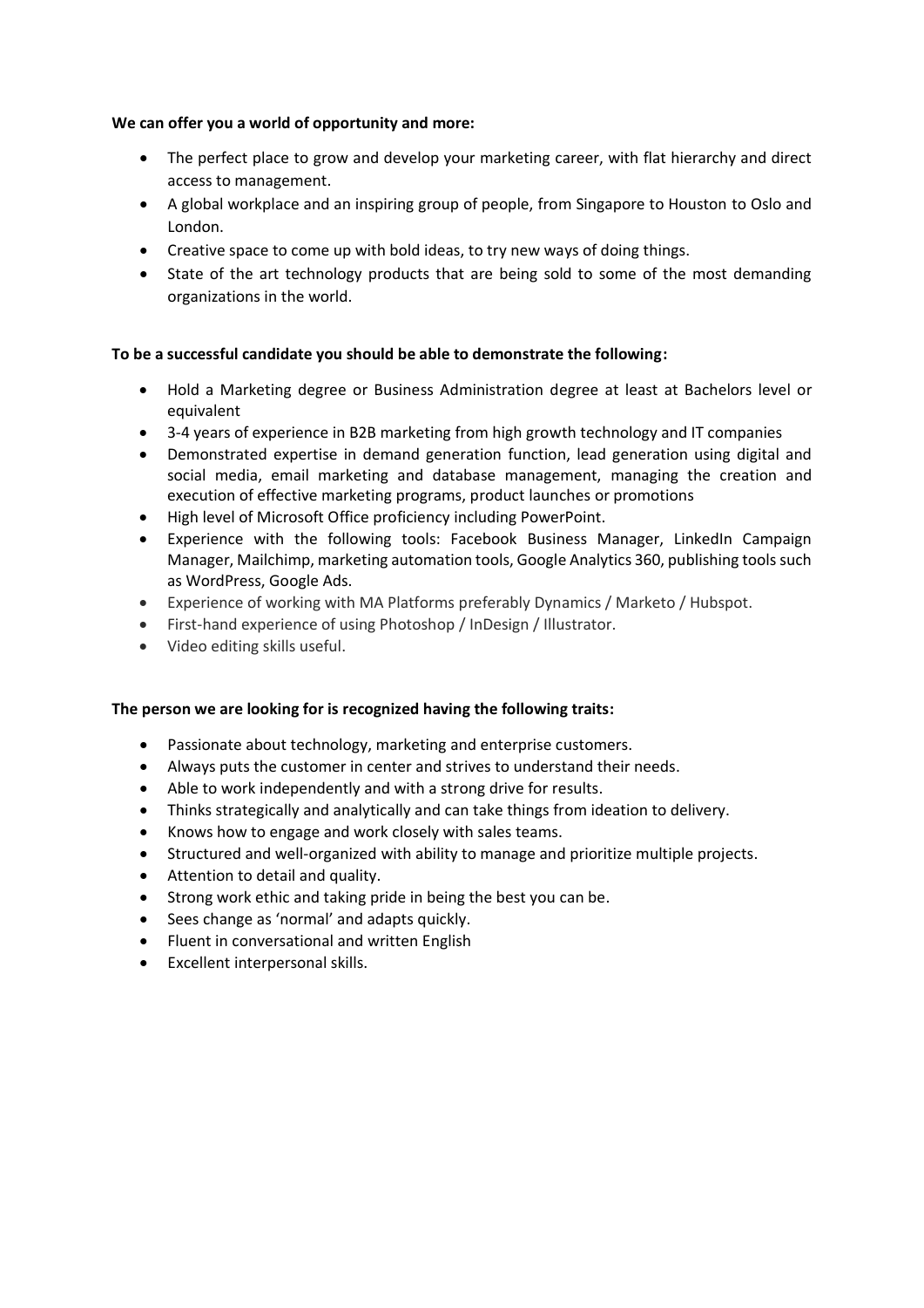**We can offer you a world of opportunity and more:**

- The perfect place to grow and develop your marketing career, with flat hierarchy and direct access to management.
- A global workplace and an inspiring group of people, from Singapore to Houston to Oslo and London.
- Creative space to come up with bold ideas, to try new ways of doing things.
- State of the art technology products that are being sold to some of the most demanding organizations in the world.

**To be a successful candidate you should be able to demonstrate the following:**

- Hold a Marketing degree or Business Administration degree at least at Bachelors level or equivalent
- 3-4 years of experience in B2B marketing from high growth technology and IT companies
- Demonstrated expertise in demand generation function, lead generation using digital and social media, email marketing and database management, managing the creation and execution of effective marketing programs, product launches or promotions
- High level of Microsoft Office proficiency including PowerPoint.
- Experience with the following tools: Facebook Business Manager, LinkedIn Campaign Manager, Mailchimp, marketing automation tools, Google Analytics 360, publishing tools such as WordPress, Google Ads.
- Experience of working with MA Platforms preferably Dynamics / Marketo / Hubspot.
- First-hand experience of using Photoshop / InDesign / Illustrator.
- Video editing skills useful.

**The person we are looking for is recognized having the following traits:**

- Passionate about technology, marketing and enterprise customers.
- Always puts the customer in center and strives to understand their needs.
- Able to work independently and with a strong drive for results.
- Thinks strategically and analytically and can take things from ideation to delivery.
- Knows how to engage and work closely with sales teams.
- Structured and well-organized with ability to manage and prioritize multiple projects.
- Attention to detail and quality.
- Strong work ethic and taking pride in being the best you can be.
- Sees change as 'normal' and adapts quickly.
- Fluent in conversational and written English
- Excellent interpersonal skills.